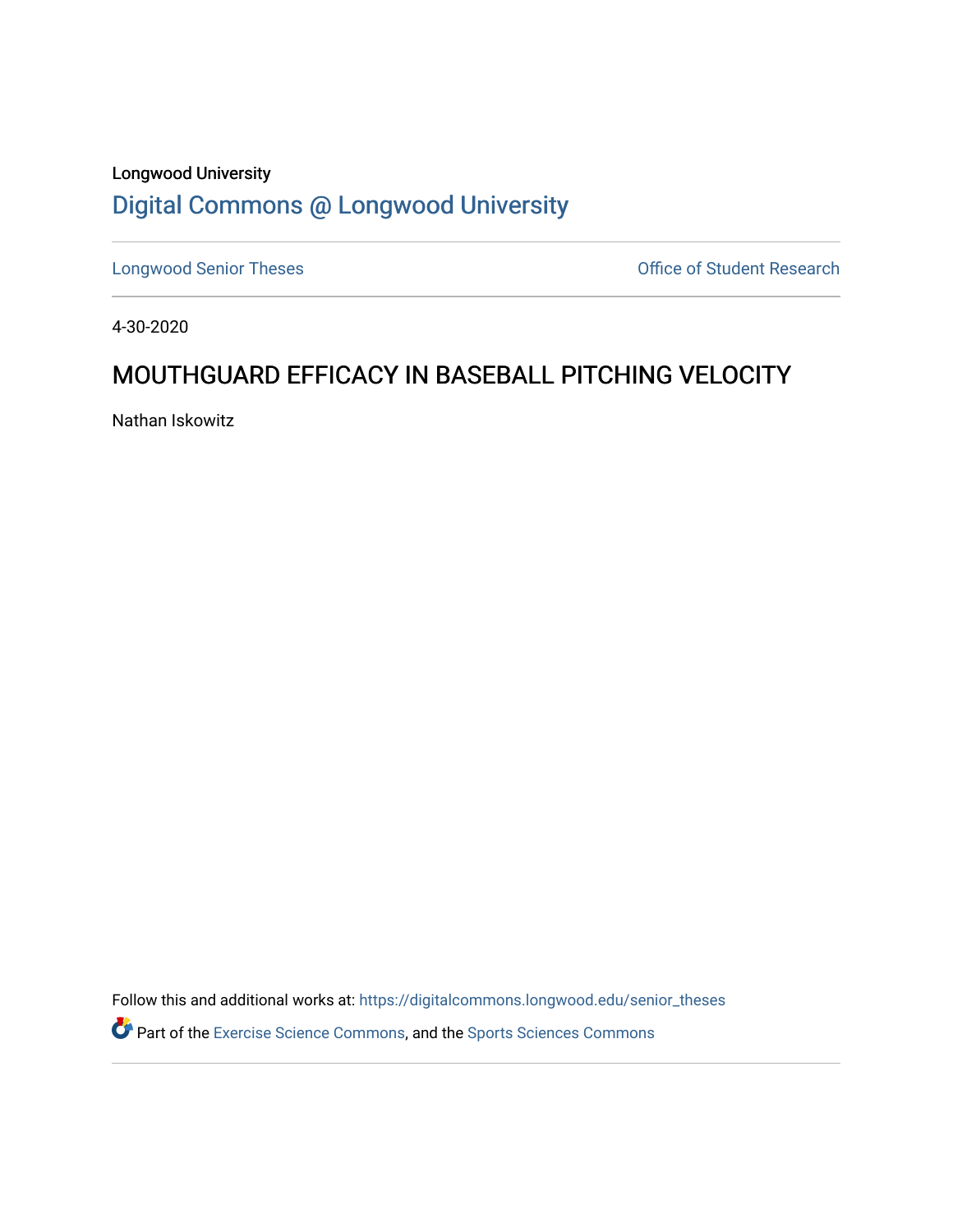Longwood University

# Digital Commons @ Longwood University

Longwood Senior Theses

Office of Student Research

4-30-2020

## MOUTHGUARD EFFICACY IN BASEBALL PITCHING VELOCITY

Nathan Iskowitz

Follow this and additional works at: https://digitalcommons.longwood.edu/senior_theses

Part of the Exercise Science Commons, and the Sports Sciences Commons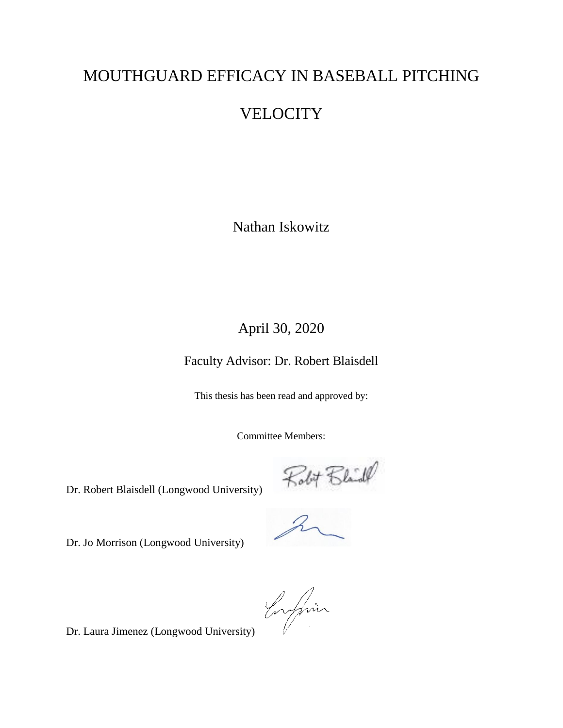# MOUTHGUARD EFFICACY IN BASEBALL PITCHING VELOCITY

Nathan Iskowitz

April 30, 2020

Faculty Advisor: Dr. Robert Blaisdell

This thesis has been read and approved by:

Committee Members:

Dr. Robert Blaisdell (Longwood University)

Dr. Jo Morrison (Longwood University)

Dr. Laura Jimenez (Longwood University)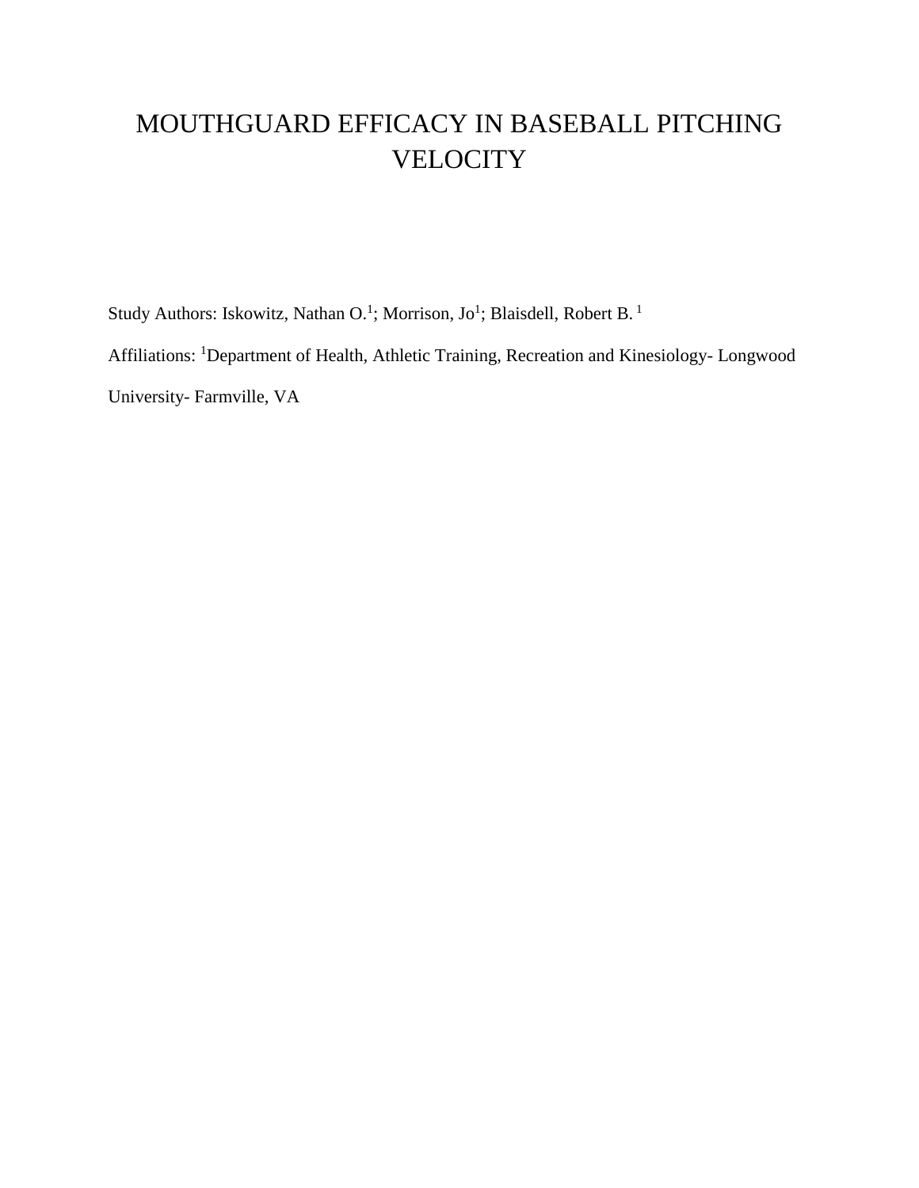# MOUTHGUARD EFFICACY IN BASEBALL PITCHING VELOCITY

Study Authors: Iskowitz, Nathan O.[1]; Morrison, Jo[1]; Blaisdell, Robert B.[1]

Affiliations: [1]Department of Health, Athletic Training, Recreation and Kinesiology- Longwood University- Farmville, VA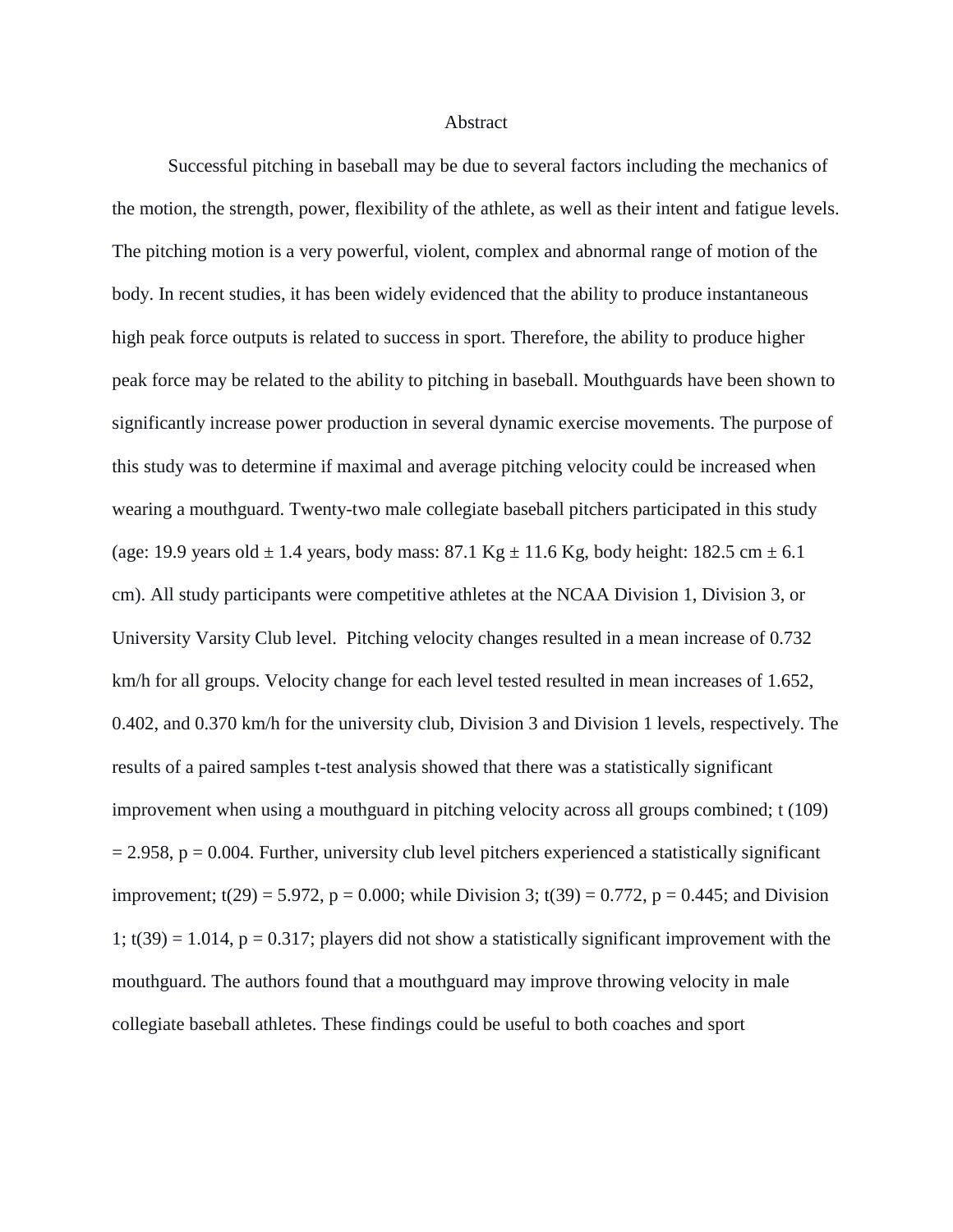# Abstract

Successful pitching in baseball may be due to several factors including the mechanics of the motion, the strength, power, flexibility of the athlete, as well as their intent and fatigue levels. The pitching motion is a very powerful, violent, complex and abnormal range of motion of the body. In recent studies, it has been widely evidenced that the ability to produce instantaneous high peak force outputs is related to success in sport. Therefore, the ability to produce higher peak force may be related to the ability to pitching in baseball. Mouthguards have been shown to significantly increase power production in several dynamic exercise movements. The purpose of this study was to determine if maximal and average pitching velocity could be increased when wearing a mouthguard. Twenty-two male collegiate baseball pitchers participated in this study (age: 19.9 years old ± 1.4 years, body mass: 87.1 Kg ± 11.6 Kg, body height: 182.5 cm ± 6.1 cm). All study participants were competitive athletes at the NCAA Division 1, Division 3, or University Varsity Club level. Pitching velocity changes resulted in a mean increase of 0.732 km/h for all groups. Velocity change for each level tested resulted in mean increases of 1.652, 0.402, and 0.370 km/h for the university club, Division 3 and Division 1 levels, respectively. The results of a paired samples t-test analysis showed that there was a statistically significant improvement when using a mouthguard in pitching velocity across all groups combined; $t(109) = 2.958$, $p = 0.004$. Further, university club level pitchers experienced a statistically significant improvement; $t(29) = 5.972$, $p = 0.000$; while Division 3; $t(39) = 0.772$, $p = 0.445$; and Division 1; $t(39) = 1.014$, $p = 0.317$; players did not show a statistically significant improvement with the mouthguard. The authors found that a mouthguard may improve throwing velocity in male collegiate baseball athletes. These findings could be useful to both coaches and sport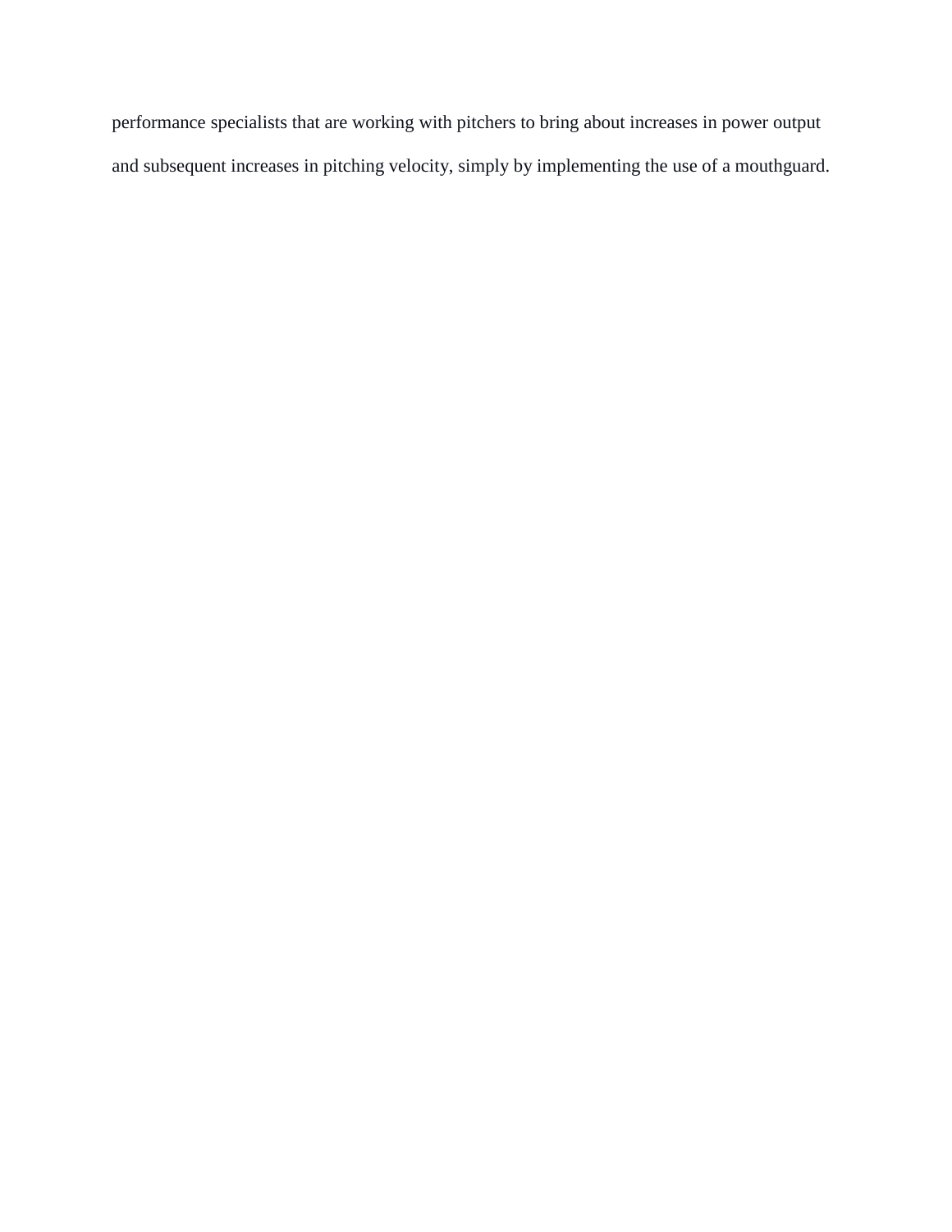performance specialists that are working with pitchers to bring about increases in power output and subsequent increases in pitching velocity, simply by implementing the use of a mouthguard.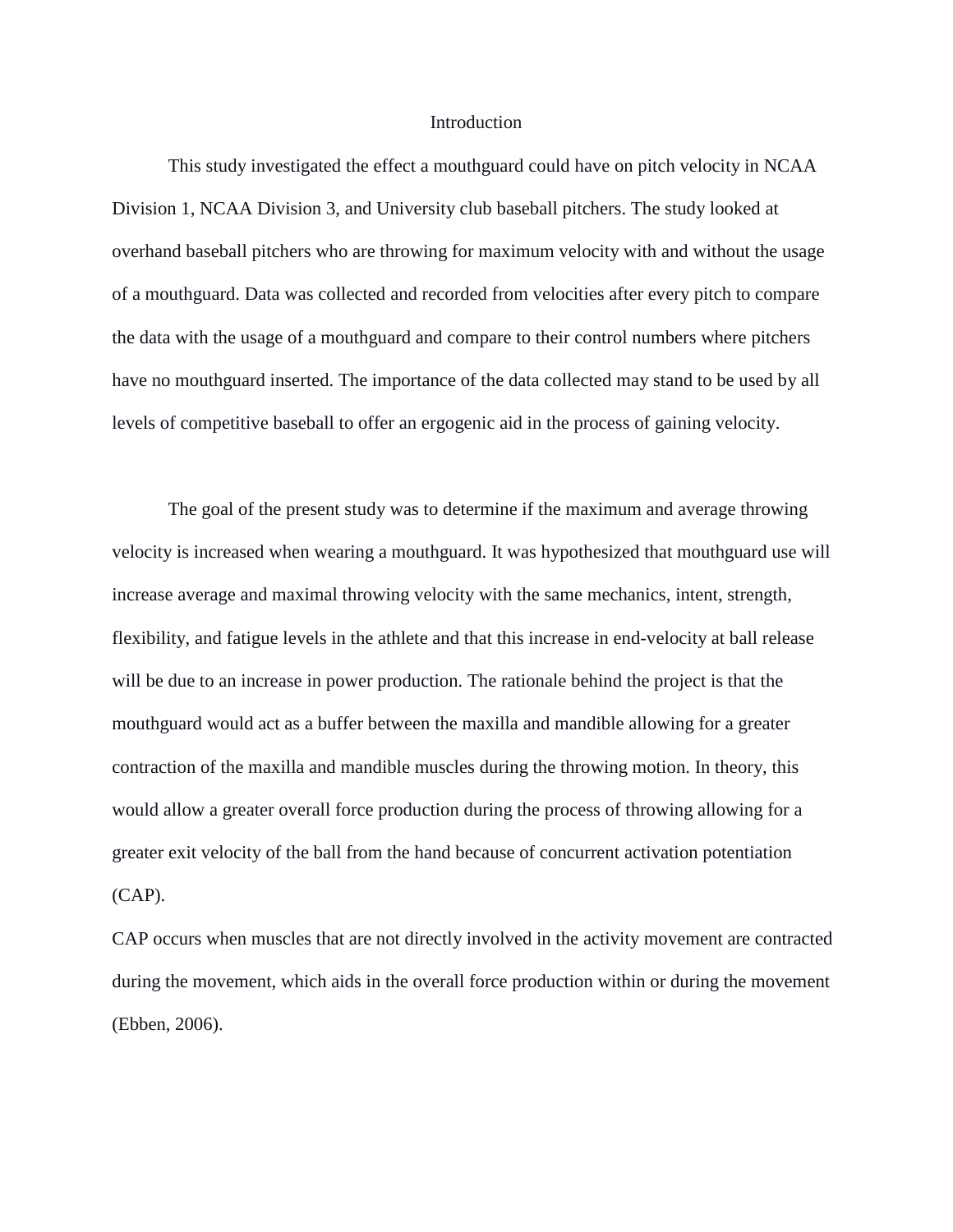# Introduction

This study investigated the effect a mouthguard could have on pitch velocity in NCAA Division 1, NCAA Division 3, and University club baseball pitchers. The study looked at overhand baseball pitchers who are throwing for maximum velocity with and without the usage of a mouthguard. Data was collected and recorded from velocities after every pitch to compare the data with the usage of a mouthguard and compare to their control numbers where pitchers have no mouthguard inserted. The importance of the data collected may stand to be used by all levels of competitive baseball to offer an ergogenic aid in the process of gaining velocity.

The goal of the present study was to determine if the maximum and average throwing velocity is increased when wearing a mouthguard. It was hypothesized that mouthguard use will increase average and maximal throwing velocity with the same mechanics, intent, strength, flexibility, and fatigue levels in the athlete and that this increase in end-velocity at ball release will be due to an increase in power production. The rationale behind the project is that the mouthguard would act as a buffer between the maxilla and mandible allowing for a greater contraction of the maxilla and mandible muscles during the throwing motion. In theory, this would allow a greater overall force production during the process of throwing allowing for a greater exit velocity of the ball from the hand because of concurrent activation potentiation (CAP).

CAP occurs when muscles that are not directly involved in the activity movement are contracted during the movement, which aids in the overall force production within or during the movement (Ebben, 2006).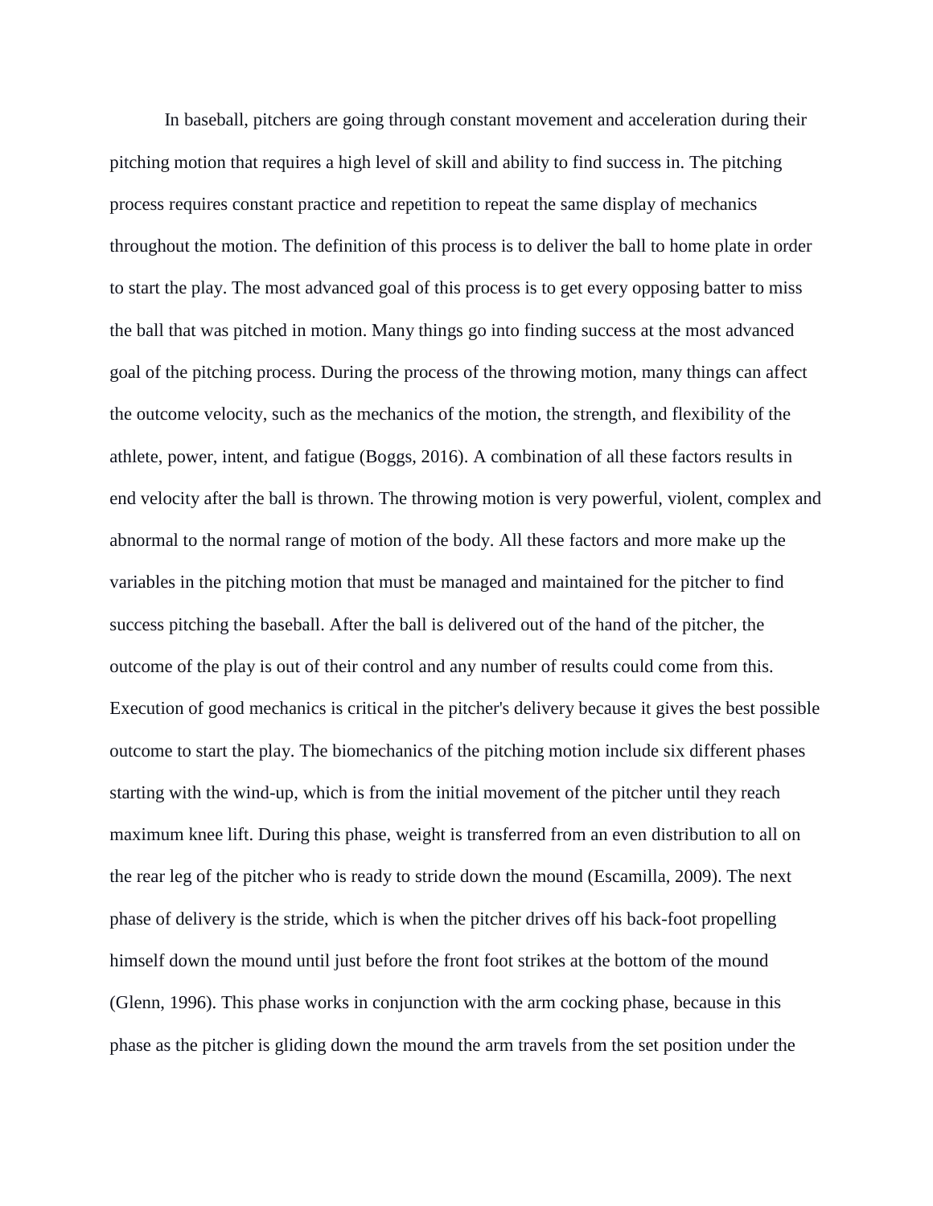In baseball, pitchers are going through constant movement and acceleration during their pitching motion that requires a high level of skill and ability to find success in. The pitching process requires constant practice and repetition to repeat the same display of mechanics throughout the motion. The definition of this process is to deliver the ball to home plate in order to start the play. The most advanced goal of this process is to get every opposing batter to miss the ball that was pitched in motion. Many things go into finding success at the most advanced goal of the pitching process. During the process of the throwing motion, many things can affect the outcome velocity, such as the mechanics of the motion, the strength, and flexibility of the athlete, power, intent, and fatigue (Boggs, 2016). A combination of all these factors results in end velocity after the ball is thrown. The throwing motion is very powerful, violent, complex and abnormal to the normal range of motion of the body. All these factors and more make up the variables in the pitching motion that must be managed and maintained for the pitcher to find success pitching the baseball. After the ball is delivered out of the hand of the pitcher, the outcome of the play is out of their control and any number of results could come from this. Execution of good mechanics is critical in the pitcher's delivery because it gives the best possible outcome to start the play. The biomechanics of the pitching motion include six different phases starting with the wind-up, which is from the initial movement of the pitcher until they reach maximum knee lift. During this phase, weight is transferred from an even distribution to all on the rear leg of the pitcher who is ready to stride down the mound (Escamilla, 2009). The next phase of delivery is the stride, which is when the pitcher drives off his back-foot propelling himself down the mound until just before the front foot strikes at the bottom of the mound (Glenn, 1996). This phase works in conjunction with the arm cocking phase, because in this phase as the pitcher is gliding down the mound the arm travels from the set position under the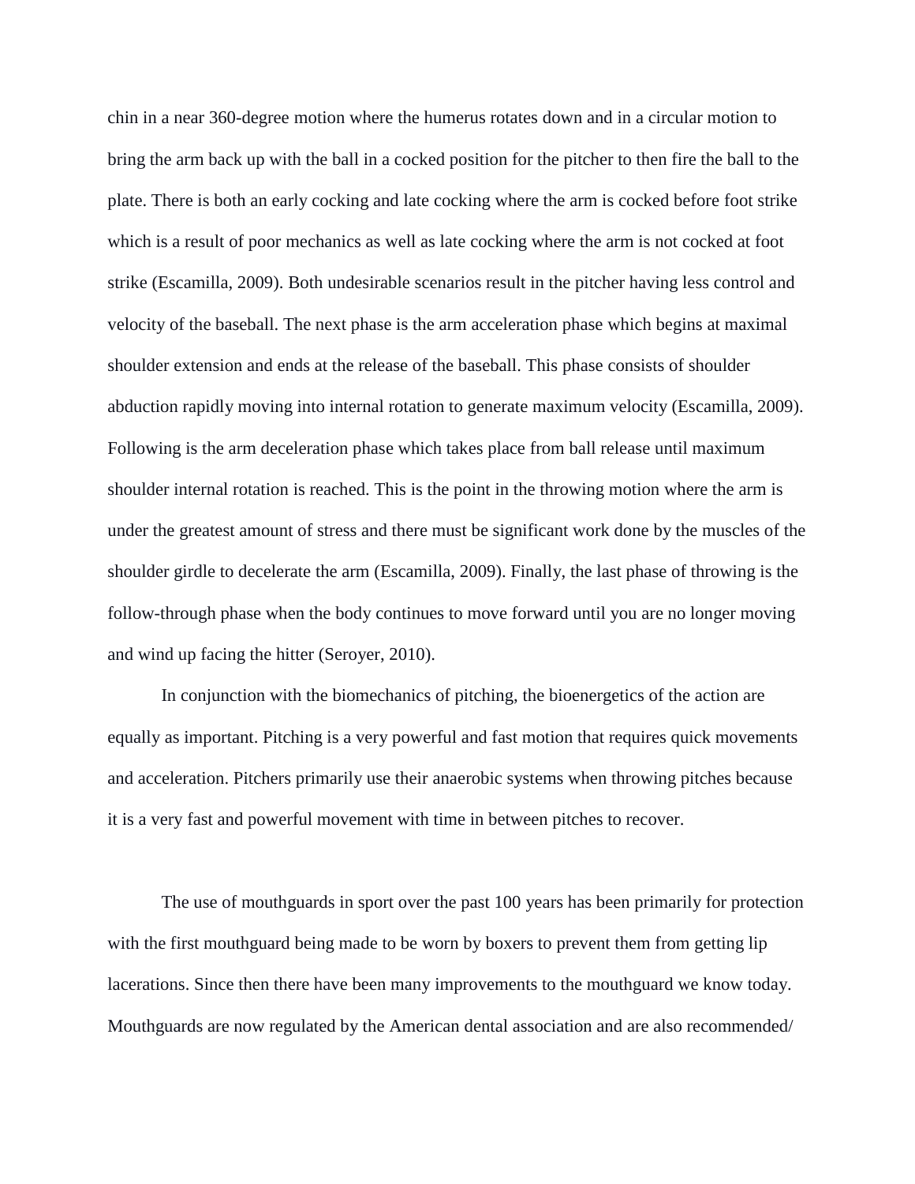chin in a near 360-degree motion where the humerus rotates down and in a circular motion to bring the arm back up with the ball in a cocked position for the pitcher to then fire the ball to the plate. There is both an early cocking and late cocking where the arm is cocked before foot strike which is a result of poor mechanics as well as late cocking where the arm is not cocked at foot strike (Escamilla, 2009). Both undesirable scenarios result in the pitcher having less control and velocity of the baseball. The next phase is the arm acceleration phase which begins at maximal shoulder extension and ends at the release of the baseball. This phase consists of shoulder abduction rapidly moving into internal rotation to generate maximum velocity (Escamilla, 2009). Following is the arm deceleration phase which takes place from ball release until maximum shoulder internal rotation is reached. This is the point in the throwing motion where the arm is under the greatest amount of stress and there must be significant work done by the muscles of the shoulder girdle to decelerate the arm (Escamilla, 2009). Finally, the last phase of throwing is the follow-through phase when the body continues to move forward until you are no longer moving and wind up facing the hitter (Seroyer, 2010).

In conjunction with the biomechanics of pitching, the bioenergetics of the action are equally as important. Pitching is a very powerful and fast motion that requires quick movements and acceleration. Pitchers primarily use their anaerobic systems when throwing pitches because it is a very fast and powerful movement with time in between pitches to recover.

The use of mouthguards in sport over the past 100 years has been primarily for protection with the first mouthguard being made to be worn by boxers to prevent them from getting lip lacerations. Since then there have been many improvements to the mouthguard we know today. Mouthguards are now regulated by the American dental association and are also recommended/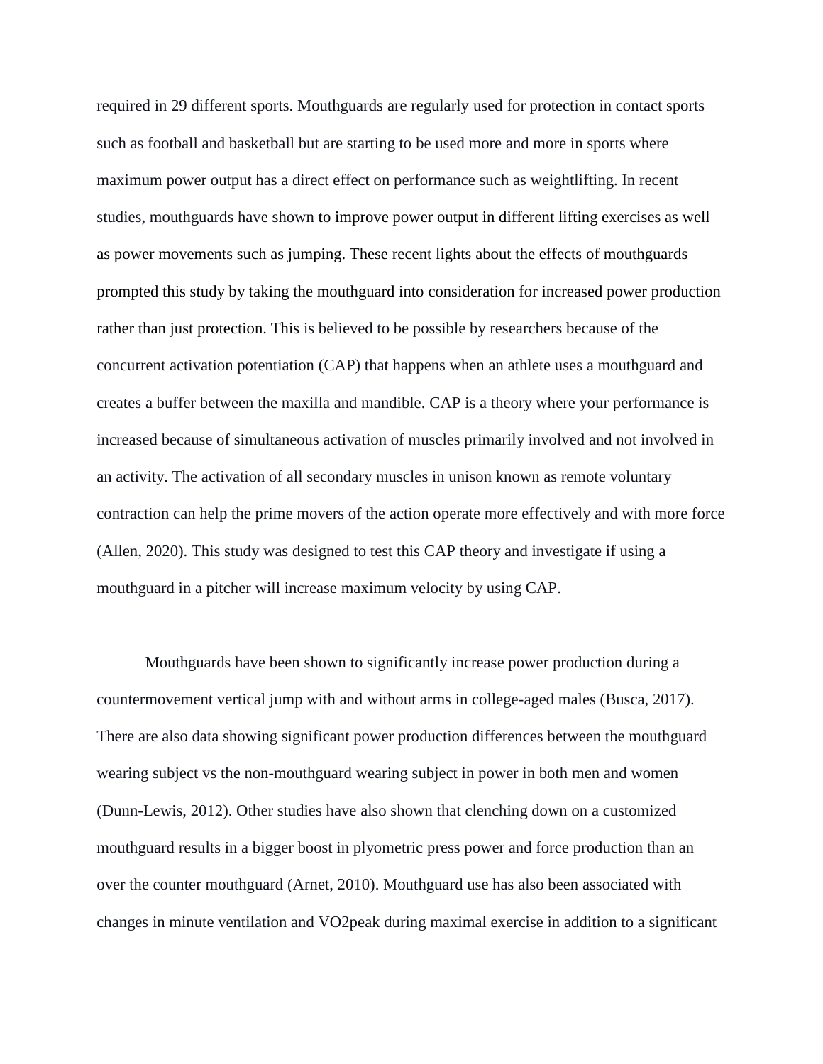required in 29 different sports. Mouthguards are regularly used for protection in contact sports such as football and basketball but are starting to be used more and more in sports where maximum power output has a direct effect on performance such as weightlifting. In recent studies, mouthguards have shown to improve power output in different lifting exercises as well as power movements such as jumping. These recent lights about the effects of mouthguards prompted this study by taking the mouthguard into consideration for increased power production rather than just protection. This is believed to be possible by researchers because of the concurrent activation potentiation (CAP) that happens when an athlete uses a mouthguard and creates a buffer between the maxilla and mandible. CAP is a theory where your performance is increased because of simultaneous activation of muscles primarily involved and not involved in an activity. The activation of all secondary muscles in unison known as remote voluntary contraction can help the prime movers of the action operate more effectively and with more force (Allen, 2020). This study was designed to test this CAP theory and investigate if using a mouthguard in a pitcher will increase maximum velocity by using CAP.

Mouthguards have been shown to significantly increase power production during a countermovement vertical jump with and without arms in college-aged males (Busca, 2017). There are also data showing significant power production differences between the mouthguard wearing subject vs the non-mouthguard wearing subject in power in both men and women (Dunn-Lewis, 2012). Other studies have also shown that clenching down on a customized mouthguard results in a bigger boost in plyometric press power and force production than an over the counter mouthguard (Arnet, 2010). Mouthguard use has also been associated with changes in minute ventilation and VO2peak during maximal exercise in addition to a significant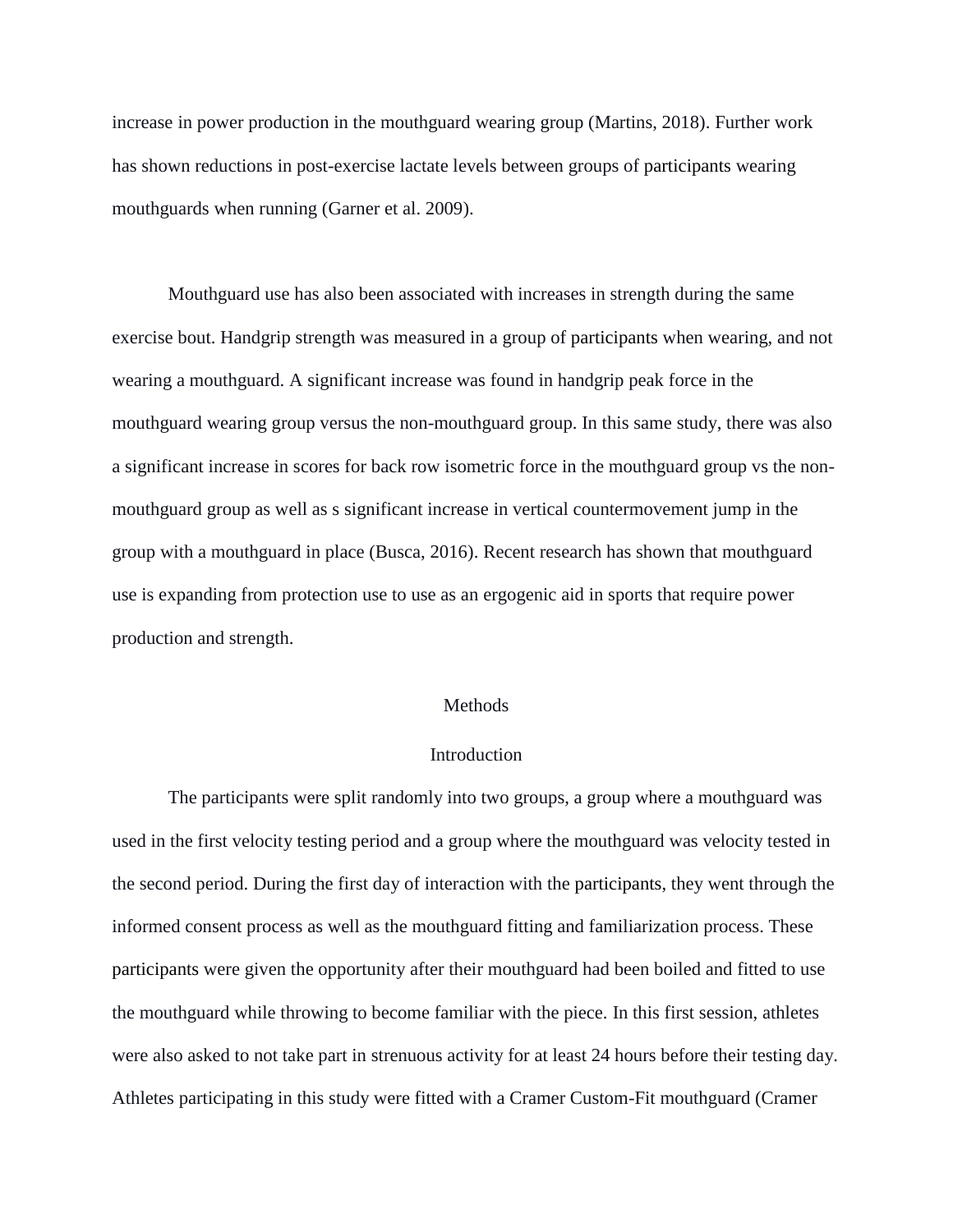increase in power production in the mouthguard wearing group (Martins, 2018). Further work has shown reductions in post-exercise lactate levels between groups of participants wearing mouthguards when running (Garner et al. 2009).

Mouthguard use has also been associated with increases in strength during the same exercise bout. Handgrip strength was measured in a group of participants when wearing, and not wearing a mouthguard. A significant increase was found in handgrip peak force in the mouthguard wearing group versus the non-mouthguard group. In this same study, there was also a significant increase in scores for back row isometric force in the mouthguard group vs the non-mouthguard group as well as s significant increase in vertical countermovement jump in the group with a mouthguard in place (Busca, 2016). Recent research has shown that mouthguard use is expanding from protection use to use as an ergogenic aid in sports that require power production and strength.

## Methods

### Introduction

The participants were split randomly into two groups, a group where a mouthguard was used in the first velocity testing period and a group where the mouthguard was velocity tested in the second period. During the first day of interaction with the participants, they went through the informed consent process as well as the mouthguard fitting and familiarization process. These participants were given the opportunity after their mouthguard had been boiled and fitted to use the mouthguard while throwing to become familiar with the piece. In this first session, athletes were also asked to not take part in strenuous activity for at least 24 hours before their testing day. Athletes participating in this study were fitted with a Cramer Custom-Fit mouthguard (Cramer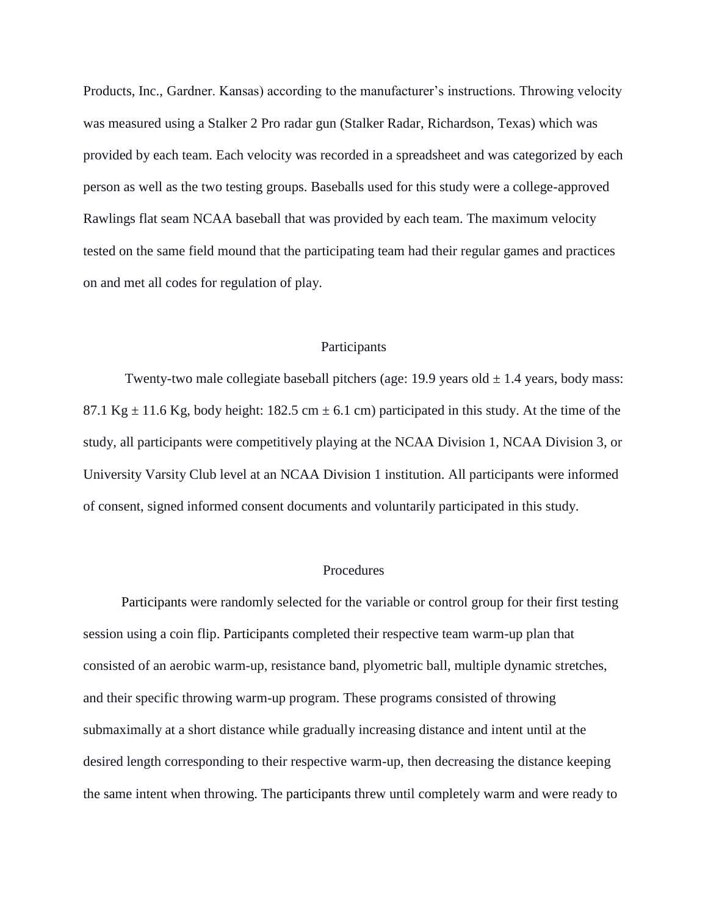Products, Inc., Gardner. Kansas) according to the manufacturer's instructions. Throwing velocity was measured using a Stalker 2 Pro radar gun (Stalker Radar, Richardson, Texas) which was provided by each team. Each velocity was recorded in a spreadsheet and was categorized by each person as well as the two testing groups. Baseballs used for this study were a college-approved Rawlings flat seam NCAA baseball that was provided by each team. The maximum velocity tested on the same field mound that the participating team had their regular games and practices on and met all codes for regulation of play.

## Participants

Twenty-two male collegiate baseball pitchers (age: 19.9 years old ± 1.4 years, body mass: 87.1 Kg ± 11.6 Kg, body height: 182.5 cm ± 6.1 cm) participated in this study. At the time of the study, all participants were competitively playing at the NCAA Division 1, NCAA Division 3, or University Varsity Club level at an NCAA Division 1 institution. All participants were informed of consent, signed informed consent documents and voluntarily participated in this study.

## Procedures

Participants were randomly selected for the variable or control group for their first testing session using a coin flip. Participants completed their respective team warm-up plan that consisted of an aerobic warm-up, resistance band, plyometric ball, multiple dynamic stretches, and their specific throwing warm-up program. These programs consisted of throwing submaximally at a short distance while gradually increasing distance and intent until at the desired length corresponding to their respective warm-up, then decreasing the distance keeping the same intent when throwing. The participants threw until completely warm and were ready to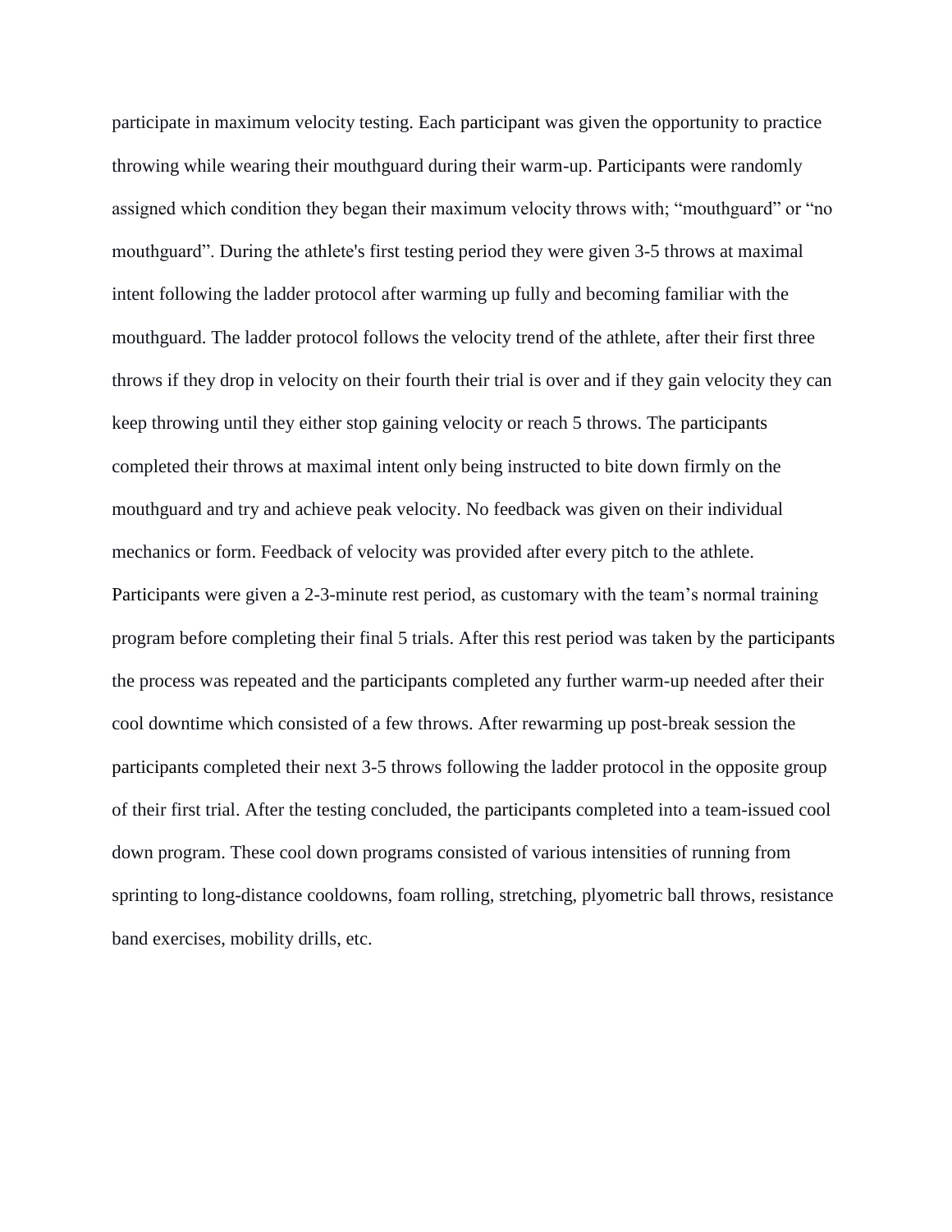participate in maximum velocity testing. Each participant was given the opportunity to practice throwing while wearing their mouthguard during their warm-up. Participants were randomly assigned which condition they began their maximum velocity throws with; "mouthguard" or "no mouthguard". During the athlete's first testing period they were given 3-5 throws at maximal intent following the ladder protocol after warming up fully and becoming familiar with the mouthguard. The ladder protocol follows the velocity trend of the athlete, after their first three throws if they drop in velocity on their fourth their trial is over and if they gain velocity they can keep throwing until they either stop gaining velocity or reach 5 throws. The participants completed their throws at maximal intent only being instructed to bite down firmly on the mouthguard and try and achieve peak velocity. No feedback was given on their individual mechanics or form. Feedback of velocity was provided after every pitch to the athlete. Participants were given a 2-3-minute rest period, as customary with the team's normal training program before completing their final 5 trials. After this rest period was taken by the participants the process was repeated and the participants completed any further warm-up needed after their cool downtime which consisted of a few throws. After rewarming up post-break session the participants completed their next 3-5 throws following the ladder protocol in the opposite group of their first trial. After the testing concluded, the participants completed into a team-issued cool down program. These cool down programs consisted of various intensities of running from sprinting to long-distance cooldowns, foam rolling, stretching, plyometric ball throws, resistance band exercises, mobility drills, etc.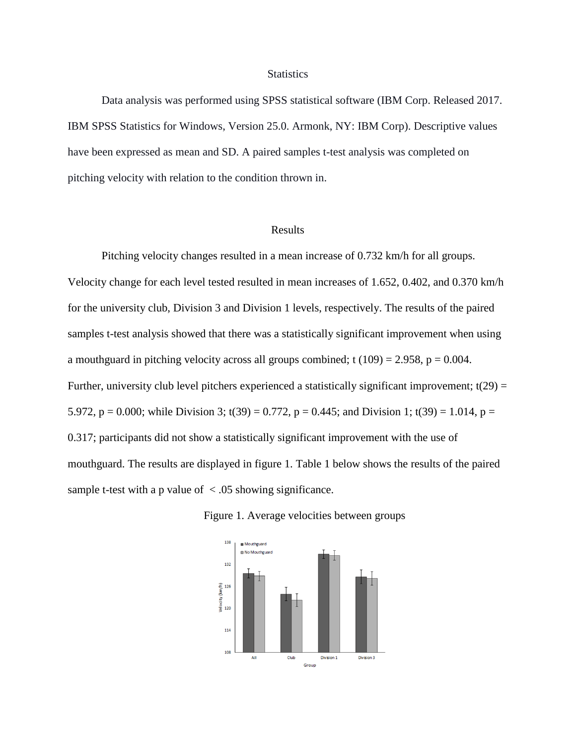## Statistics

Data analysis was performed using SPSS statistical software (IBM Corp. Released 2017. IBM SPSS Statistics for Windows, Version 25.0. Armonk, NY: IBM Corp). Descriptive values have been expressed as mean and SD. A paired samples t-test analysis was completed on pitching velocity with relation to the condition thrown in.

## Results

Pitching velocity changes resulted in a mean increase of 0.732 km/h for all groups. Velocity change for each level tested resulted in mean increases of 1.652, 0.402, and 0.370 km/h for the university club, Division 3 and Division 1 levels, respectively. The results of the paired samples t-test analysis showed that there was a statistically significant improvement when using a mouthguard in pitching velocity across all groups combined; $t(109) = 2.958$, $p = 0.004$. Further, university club level pitchers experienced a statistically significant improvement; $t(29) = 5.972$, $p = 0.000$; while Division 3; $t(39) = 0.772$, $p = 0.445$; and Division 1; $t(39) = 1.014$, $p = 0.317$; participants did not show a statistically significant improvement with the use of mouthguard. The results are displayed in figure 1. Table 1 below shows the results of the paired sample t-test with a p value of $< .05$ showing significance.

Figure 1. Average velocities between groups

Mouthguard
No Mouthguard
Velocity (km/h)
138
132
126
120
114
108
All
Club
Division 1
Division 3
Group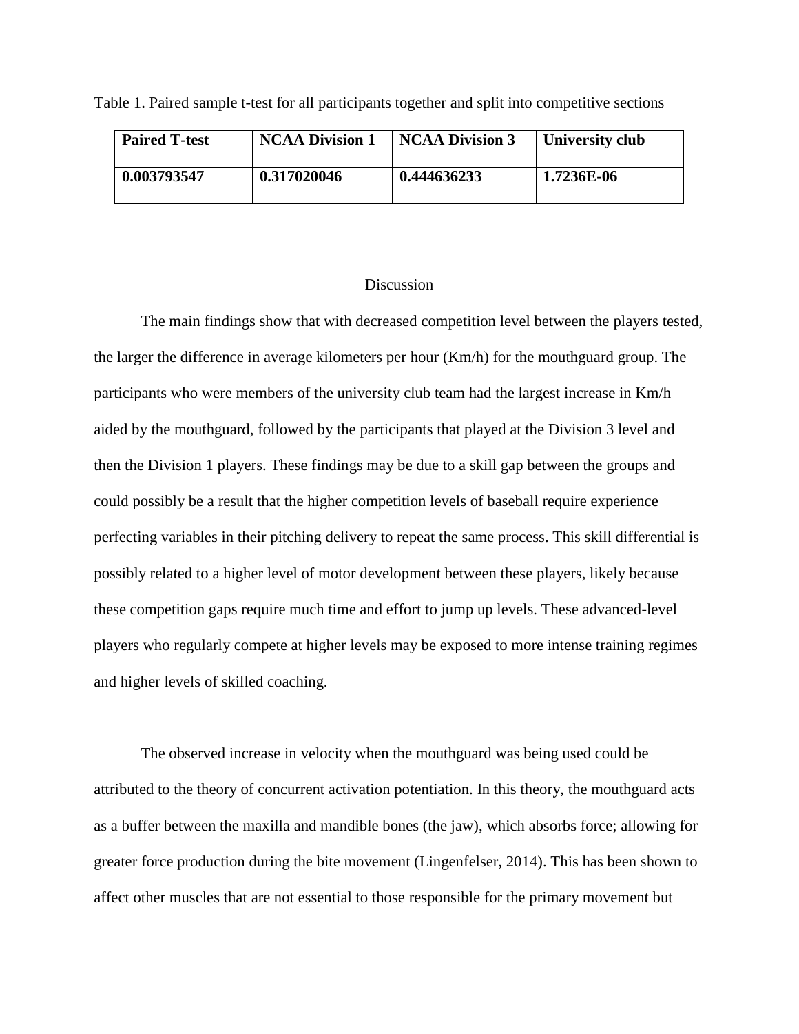Table 1. Paired sample t-test for all participants together and split into competitive sections

| Paired T-test | NCAA Division 1 | NCAA Division 3 | University club |
|---|---|---|---|
| **0.003793547** | **0.317020046** | **0.444636233** | **1.7236E-06** |

## Discussion

The main findings show that with decreased competition level between the players tested, the larger the difference in average kilometers per hour (Km/h) for the mouthguard group. The participants who were members of the university club team had the largest increase in Km/h aided by the mouthguard, followed by the participants that played at the Division 3 level and then the Division 1 players. These findings may be due to a skill gap between the groups and could possibly be a result that the higher competition levels of baseball require experience perfecting variables in their pitching delivery to repeat the same process. This skill differential is possibly related to a higher level of motor development between these players, likely because these competition gaps require much time and effort to jump up levels. These advanced-level players who regularly compete at higher levels may be exposed to more intense training regimes and higher levels of skilled coaching.

The observed increase in velocity when the mouthguard was being used could be attributed to the theory of concurrent activation potentiation. In this theory, the mouthguard acts as a buffer between the maxilla and mandible bones (the jaw), which absorbs force; allowing for greater force production during the bite movement (Lingenfelser, 2014). This has been shown to affect other muscles that are not essential to those responsible for the primary movement but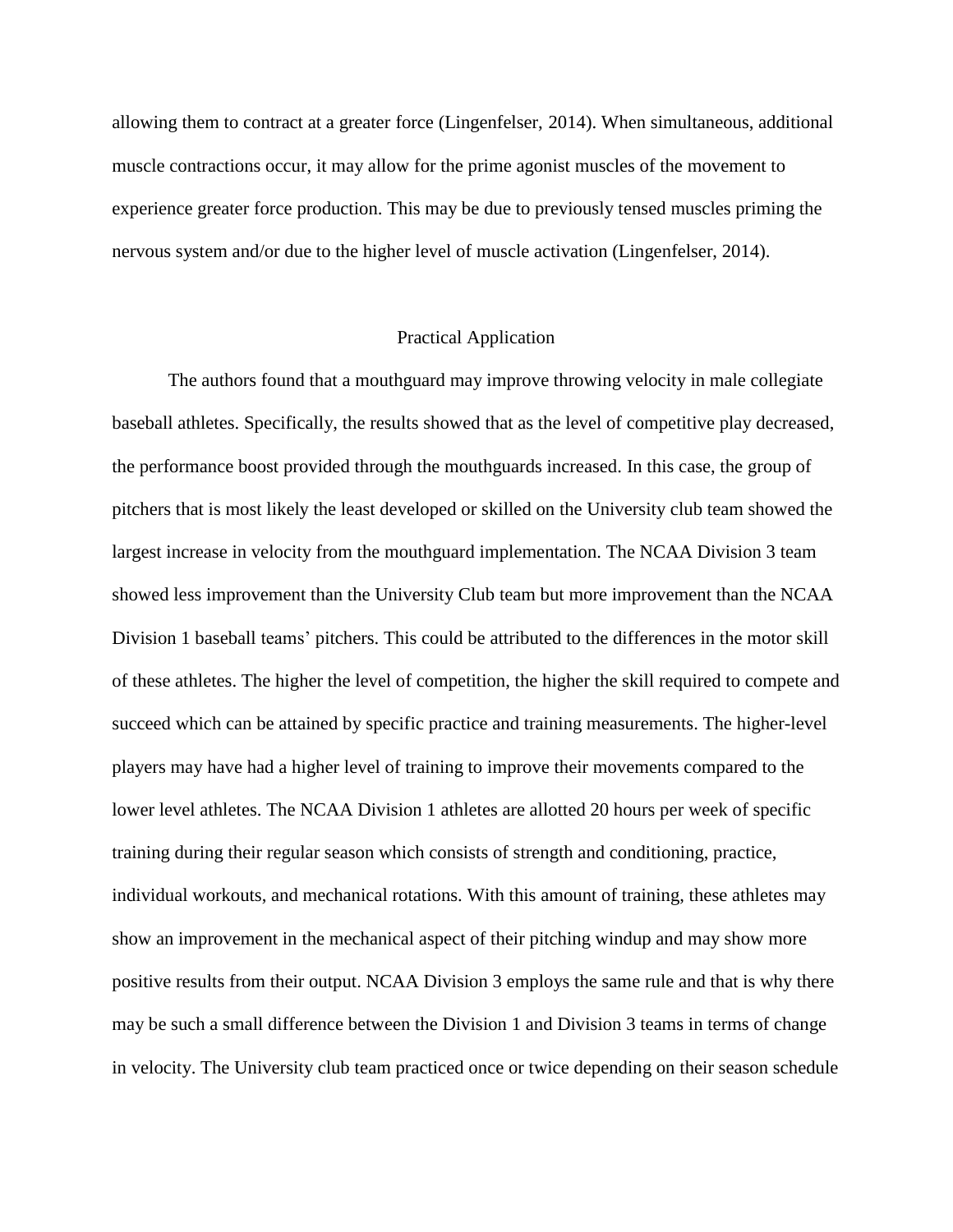allowing them to contract at a greater force (Lingenfelser, 2014). When simultaneous, additional muscle contractions occur, it may allow for the prime agonist muscles of the movement to experience greater force production. This may be due to previously tensed muscles priming the nervous system and/or due to the higher level of muscle activation (Lingenfelser, 2014).

## Practical Application

The authors found that a mouthguard may improve throwing velocity in male collegiate baseball athletes. Specifically, the results showed that as the level of competitive play decreased, the performance boost provided through the mouthguards increased. In this case, the group of pitchers that is most likely the least developed or skilled on the University club team showed the largest increase in velocity from the mouthguard implementation. The NCAA Division 3 team showed less improvement than the University Club team but more improvement than the NCAA Division 1 baseball teams' pitchers. This could be attributed to the differences in the motor skill of these athletes. The higher the level of competition, the higher the skill required to compete and succeed which can be attained by specific practice and training measurements. The higher-level players may have had a higher level of training to improve their movements compared to the lower level athletes. The NCAA Division 1 athletes are allotted 20 hours per week of specific training during their regular season which consists of strength and conditioning, practice, individual workouts, and mechanical rotations. With this amount of training, these athletes may show an improvement in the mechanical aspect of their pitching windup and may show more positive results from their output. NCAA Division 3 employs the same rule and that is why there may be such a small difference between the Division 1 and Division 3 teams in terms of change in velocity. The University club team practiced once or twice depending on their season schedule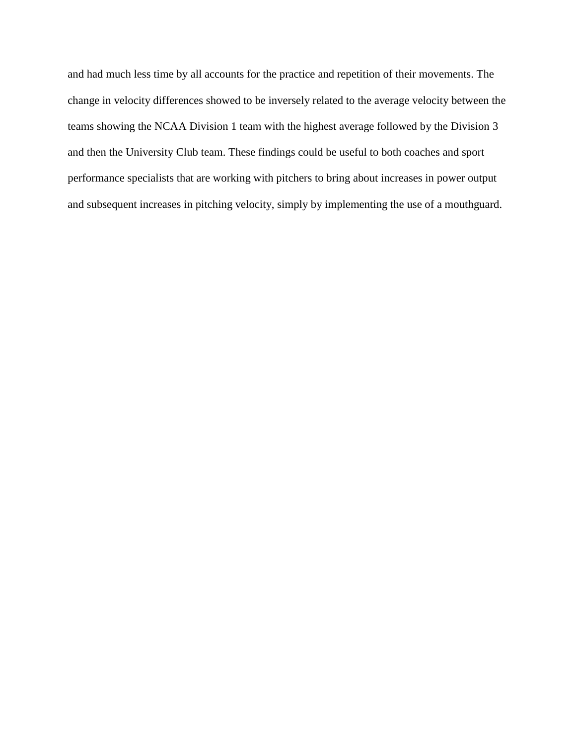and had much less time by all accounts for the practice and repetition of their movements. The change in velocity differences showed to be inversely related to the average velocity between the teams showing the NCAA Division 1 team with the highest average followed by the Division 3 and then the University Club team. These findings could be useful to both coaches and sport performance specialists that are working with pitchers to bring about increases in power output and subsequent increases in pitching velocity, simply by implementing the use of a mouthguard.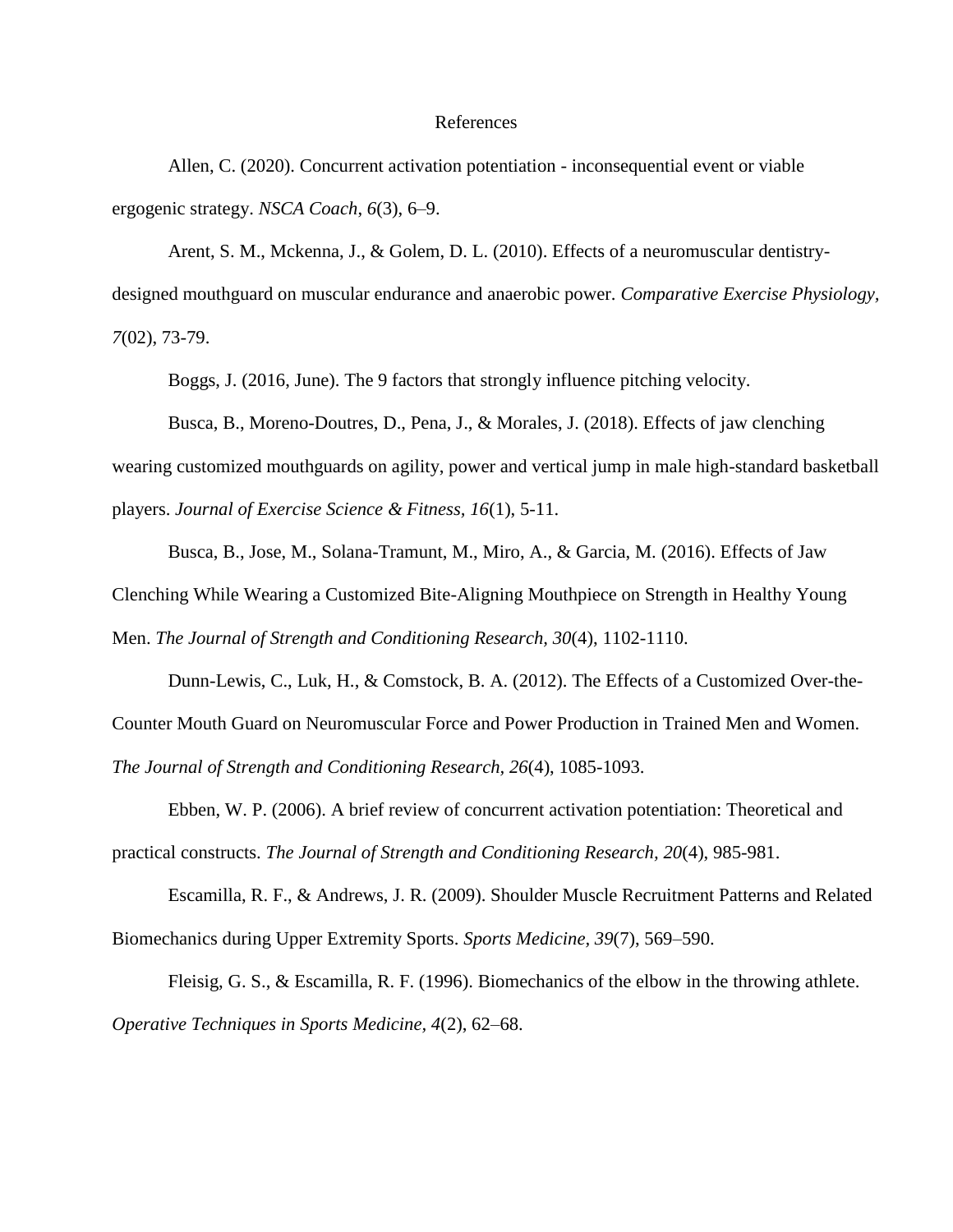# References

Allen, C. (2020). Concurrent activation potentiation - inconsequential event or viable ergogenic strategy. *NSCA Coach*, *6*(3), 6–9.

Arent, S. M., Mckenna, J., & Golem, D. L. (2010). Effects of a neuromuscular dentistry-designed mouthguard on muscular endurance and anaerobic power. *Comparative Exercise Physiology, 7*(02), 73-79.

Boggs, J. (2016, June). The 9 factors that strongly influence pitching velocity.

Busca, B., Moreno-Doutres, D., Pena, J., & Morales, J. (2018). Effects of jaw clenching wearing customized mouthguards on agility, power and vertical jump in male high-standard basketball players. *Journal of Exercise Science & Fitness, 16*(1), 5-11.

Busca, B., Jose, M., Solana-Tramunt, M., Miro, A., & Garcia, M. (2016). Effects of Jaw Clenching While Wearing a Customized Bite-Aligning Mouthpiece on Strength in Healthy Young Men. *The Journal of Strength and Conditioning Research, 30*(4), 1102-1110.

Dunn-Lewis, C., Luk, H., & Comstock, B. A. (2012). The Effects of a Customized Over-the-Counter Mouth Guard on Neuromuscular Force and Power Production in Trained Men and Women. *The Journal of Strength and Conditioning Research, 26*(4), 1085-1093.

Ebben, W. P. (2006). A brief review of concurrent activation potentiation: Theoretical and practical constructs. *The Journal of Strength and Conditioning Research, 20*(4), 985-981.

Escamilla, R. F., & Andrews, J. R. (2009). Shoulder Muscle Recruitment Patterns and Related Biomechanics during Upper Extremity Sports. *Sports Medicine, 39*(7), 569–590.

Fleisig, G. S., & Escamilla, R. F. (1996). Biomechanics of the elbow in the throwing athlete. *Operative Techniques in Sports Medicine, 4*(2), 62–68.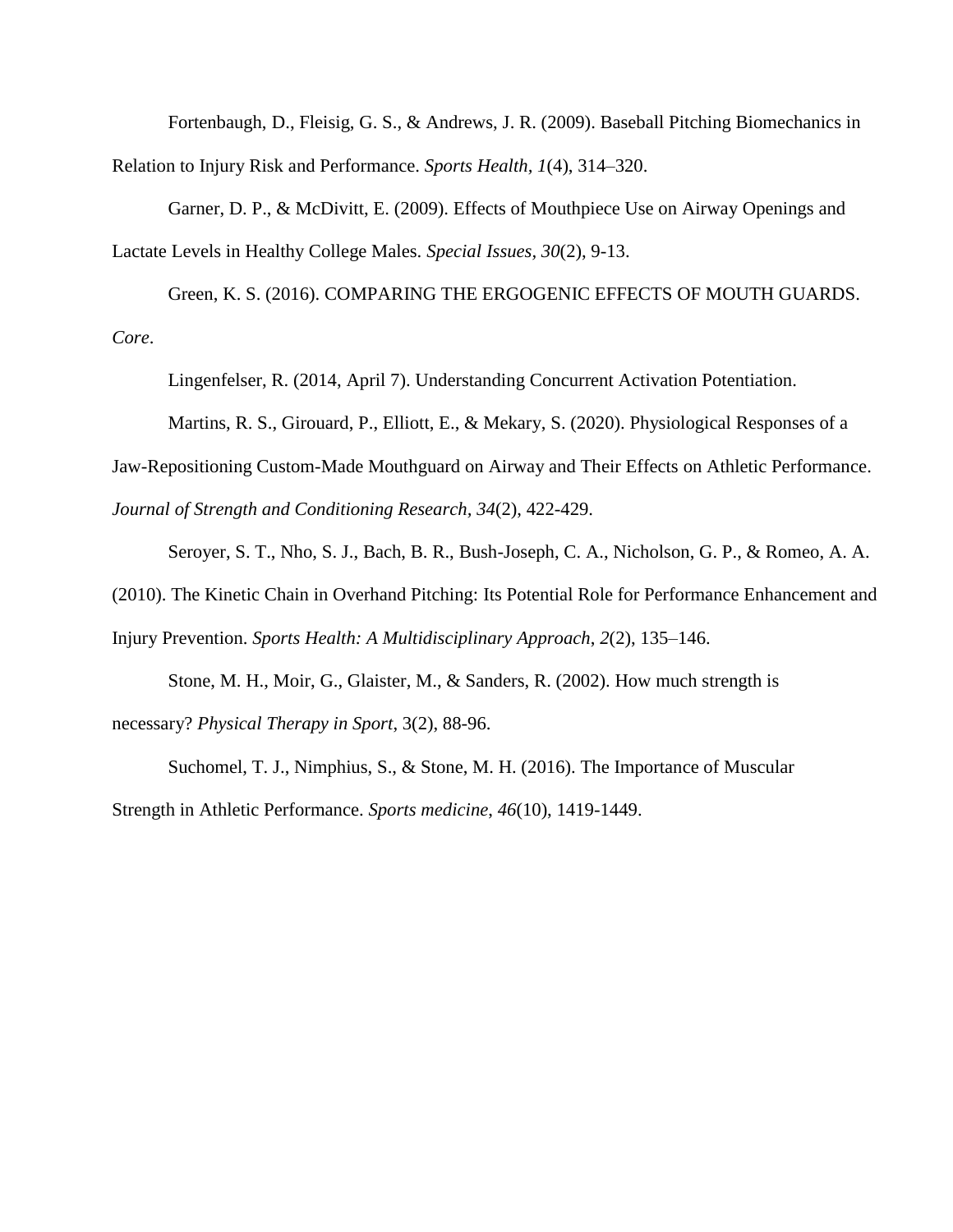Fortenbaugh, D., Fleisig, G. S., & Andrews, J. R. (2009). Baseball Pitching Biomechanics in Relation to Injury Risk and Performance. *Sports Health, 1*(4), 314–320.

Garner, D. P., & McDivitt, E. (2009). Effects of Mouthpiece Use on Airway Openings and Lactate Levels in Healthy College Males. *Special Issues, 30*(2), 9-13.

Green, K. S. (2016). COMPARING THE ERGOGENIC EFFECTS OF MOUTH GUARDS. *Core*.

Lingenfelser, R. (2014, April 7). Understanding Concurrent Activation Potentiation.

Martins, R. S., Girouard, P., Elliott, E., & Mekary, S. (2020). Physiological Responses of a Jaw-Repositioning Custom-Made Mouthguard on Airway and Their Effects on Athletic Performance. *Journal of Strength and Conditioning Research, 34*(2), 422-429.

Seroyer, S. T., Nho, S. J., Bach, B. R., Bush-Joseph, C. A., Nicholson, G. P., & Romeo, A. A. (2010). The Kinetic Chain in Overhand Pitching: Its Potential Role for Performance Enhancement and Injury Prevention. *Sports Health: A Multidisciplinary Approach*, *2*(2), 135–146.

Stone, M. H., Moir, G., Glaister, M., & Sanders, R. (2002). How much strength is necessary? *Physical Therapy in Sport*, 3(2), 88-96.

Suchomel, T. J., Nimphius, S., & Stone, M. H. (2016). The Importance of Muscular Strength in Athletic Performance. *Sports medicine*, *46*(10), 1419-1449.